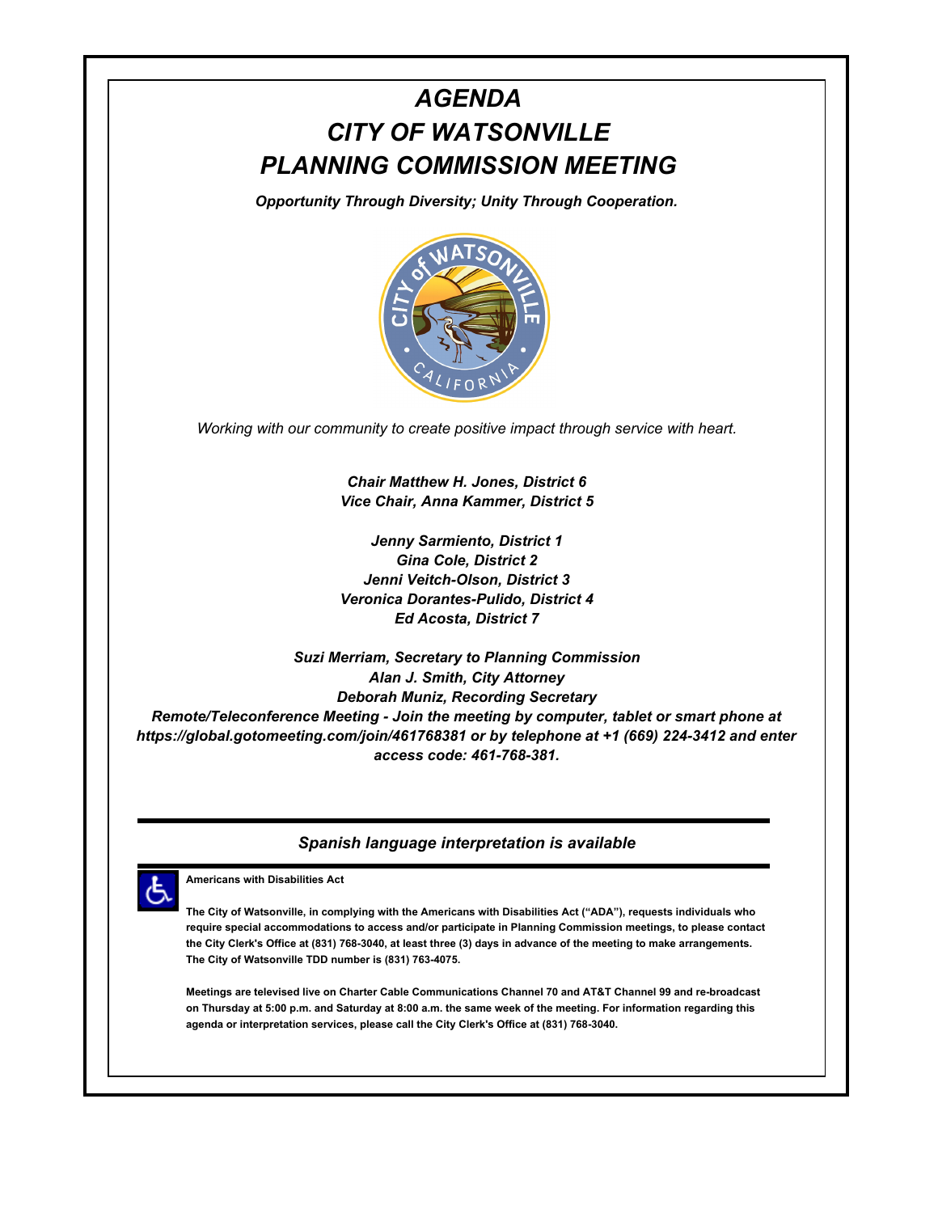# *AGENDA*
# *CITY OF WATSONVILLE*
# *PLANNING COMMISSION MEETING*

***Opportunity Through Diversity; Unity Through Cooperation.***

*Working with our community to create positive impact through service with heart.*

***Chair Matthew H. Jones, District 6***
***Vice Chair, Anna Kammer, District 5***

***Jenny Sarmiento, District 1***
***Gina Cole, District 2***
***Jenni Veitch-Olson, District 3***
***Veronica Dorantes-Pulido, District 4***
***Ed Acosta, District 7***

***Suzi Merriam, Secretary to Planning Commission***
***Alan J. Smith, City Attorney***
***Deborah Muniz, Recording Secretary***
***Remote/Teleconference Meeting - Join the meeting by computer, tablet or smart phone at https://global.gotomeeting.com/join/461768381 or by telephone at +1 (669) 224-3412 and enter access code: 461-768-381.***

---

***Spanish language interpretation is available***

---

**Americans with Disabilities Act**

**The City of Watsonville, in complying with the Americans with Disabilities Act ("ADA"), requests individuals who require special accommodations to access and/or participate in Planning Commission meetings, to please contact the City Clerk's Office at (831) 768-3040, at least three (3) days in advance of the meeting to make arrangements. The City of Watsonville TDD number is (831) 763-4075.**

**Meetings are televised live on Charter Cable Communications Channel 70 and AT&T Channel 99 and re-broadcast on Thursday at 5:00 p.m. and Saturday at 8:00 a.m. the same week of the meeting. For information regarding this agenda or interpretation services, please call the City Clerk's Office at (831) 768-3040.**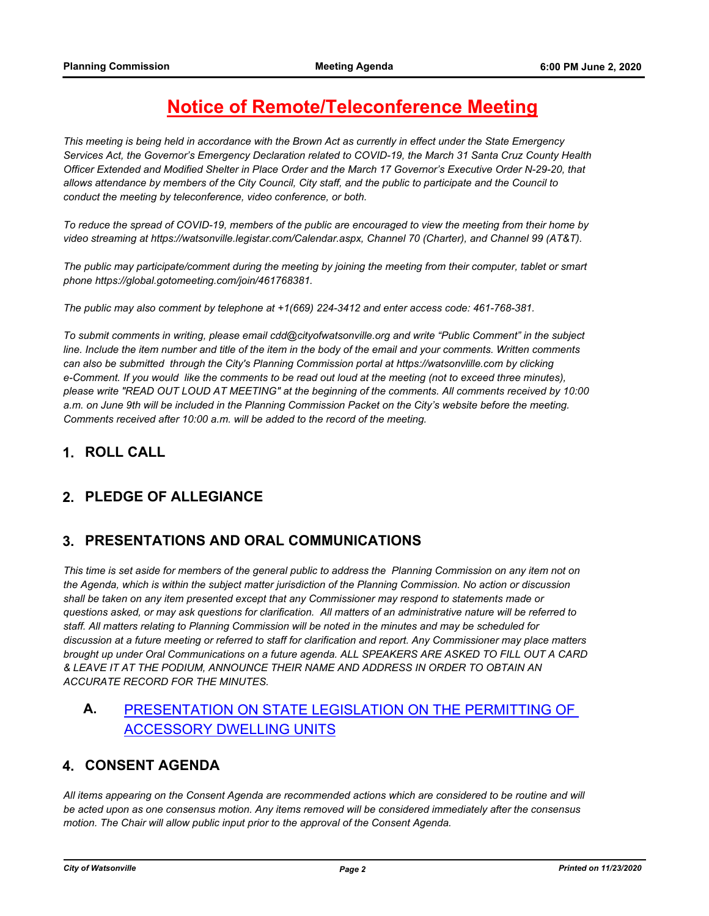# Notice of Remote/Teleconference Meeting

*This meeting is being held in accordance with the Brown Act as currently in effect under the State Emergency Services Act, the Governor's Emergency Declaration related to COVID-19, the March 31 Santa Cruz County Health Officer Extended and Modified Shelter in Place Order and the March 17 Governor's Executive Order N-29-20, that allows attendance by members of the City Council, City staff, and the public to participate and the Council to conduct the meeting by teleconference, video conference, or both.*

*To reduce the spread of COVID-19, members of the public are encouraged to view the meeting from their home by video streaming at https://watsonville.legistar.com/Calendar.aspx, Channel 70 (Charter), and Channel 99 (AT&T).*

*The public may participate/comment during the meeting by joining the meeting from their computer, tablet or smart phone https://global.gotomeeting.com/join/461768381.*

*The public may also comment by telephone at +1(669) 224-3412 and enter access code: 461-768-381.*

*To submit comments in writing, please email cdd@cityofwatsonville.org and write "Public Comment" in the subject line. Include the item number and title of the item in the body of the email and your comments. Written comments can also be submitted through the City's Planning Commission portal at https://watsonvlille.com by clicking e-Comment. If you would like the comments to be read out loud at the meeting (not to exceed three minutes), please write "READ OUT LOUD AT MEETING" at the beginning of the comments. All comments received by 10:00 a.m. on June 9th will be included in the Planning Commission Packet on the City's website before the meeting. Comments received after 10:00 a.m. will be added to the record of the meeting.*

## 1. ROLL CALL

## 2. PLEDGE OF ALLEGIANCE

## 3. PRESENTATIONS AND ORAL COMMUNICATIONS

*This time is set aside for members of the general public to address the Planning Commission on any item not on the Agenda, which is within the subject matter jurisdiction of the Planning Commission. No action or discussion shall be taken on any item presented except that any Commissioner may respond to statements made or questions asked, or may ask questions for clarification. All matters of an administrative nature will be referred to staff. All matters relating to Planning Commission will be noted in the minutes and may be scheduled for discussion at a future meeting or referred to staff for clarification and report. Any Commissioner may place matters brought up under Oral Communications on a future agenda. ALL SPEAKERS ARE ASKED TO FILL OUT A CARD & LEAVE IT AT THE PODIUM, ANNOUNCE THEIR NAME AND ADDRESS IN ORDER TO OBTAIN AN ACCURATE RECORD FOR THE MINUTES.*

**A.** PRESENTATION ON STATE LEGISLATION ON THE PERMITTING OF ACCESSORY DWELLING UNITS

## 4. CONSENT AGENDA

*All items appearing on the Consent Agenda are recommended actions which are considered to be routine and will be acted upon as one consensus motion. Any items removed will be considered immediately after the consensus motion. The Chair will allow public input prior to the approval of the Consent Agenda.*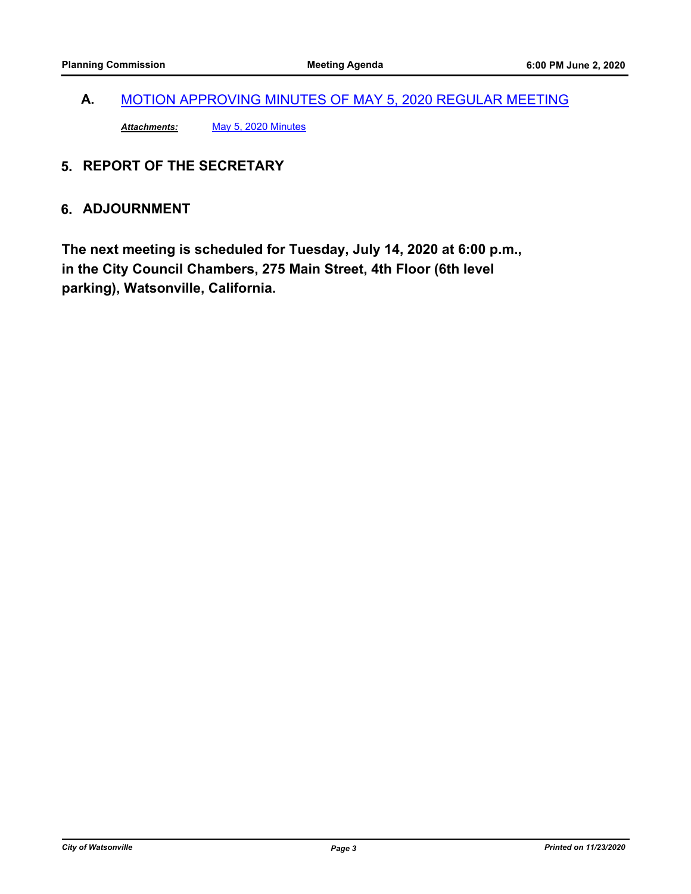**A.** MOTION APPROVING MINUTES OF MAY 5, 2020 REGULAR MEETING

*Attachments:* May 5, 2020 Minutes

## 5. REPORT OF THE SECRETARY

## 6. ADJOURNMENT

**The next meeting is scheduled for Tuesday, July 14, 2020 at 6:00 p.m., in the City Council Chambers, 275 Main Street, 4th Floor (6th level parking), Watsonville, California.**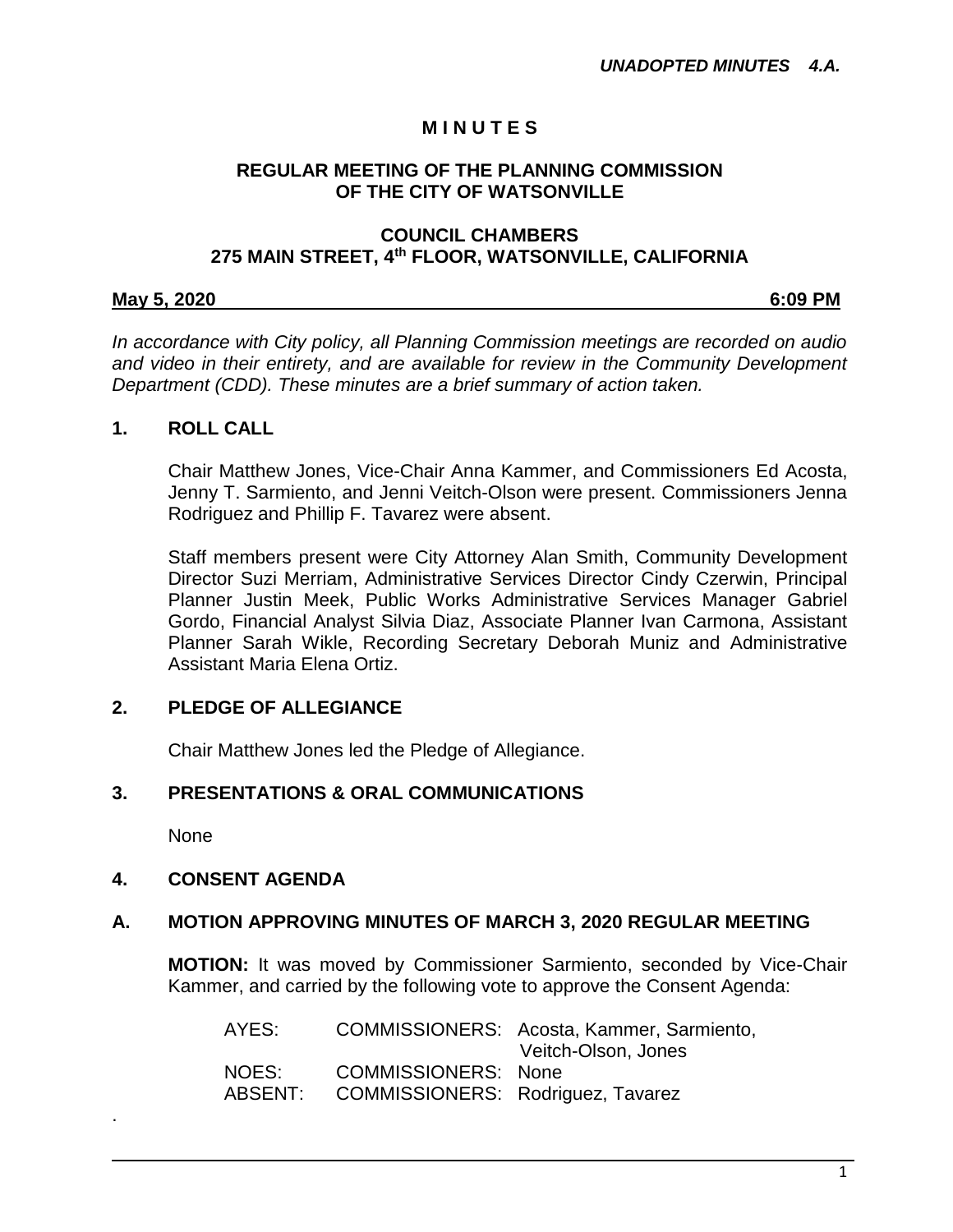*UNADOPTED MINUTES 4.A.*

# M I N U T E S

## REGULAR MEETING OF THE PLANNING COMMISSION OF THE CITY OF WATSONVILLE

## COUNCIL CHAMBERS 275 MAIN STREET, 4th FLOOR, WATSONVILLE, CALIFORNIA

**May 5, 2020 6:09 PM**

*In accordance with City policy, all Planning Commission meetings are recorded on audio and video in their entirety, and are available for review in the Community Development Department (CDD). These minutes are a brief summary of action taken.*

### 1. ROLL CALL

Chair Matthew Jones, Vice-Chair Anna Kammer, and Commissioners Ed Acosta, Jenny T. Sarmiento, and Jenni Veitch-Olson were present. Commissioners Jenna Rodriguez and Phillip F. Tavarez were absent.

Staff members present were City Attorney Alan Smith, Community Development Director Suzi Merriam, Administrative Services Director Cindy Czerwin, Principal Planner Justin Meek, Public Works Administrative Services Manager Gabriel Gordo, Financial Analyst Silvia Diaz, Associate Planner Ivan Carmona, Assistant Planner Sarah Wikle, Recording Secretary Deborah Muniz and Administrative Assistant Maria Elena Ortiz.

### 2. PLEDGE OF ALLEGIANCE

Chair Matthew Jones led the Pledge of Allegiance.

### 3. PRESENTATIONS & ORAL COMMUNICATIONS

None

### 4. CONSENT AGENDA

### A. MOTION APPROVING MINUTES OF MARCH 3, 2020 REGULAR MEETING

**MOTION:** It was moved by Commissioner Sarmiento, seconded by Vice-Chair Kammer, and carried by the following vote to approve the Consent Agenda:

| | | |
|---|---|---|
| AYES: | COMMISSIONERS: | Acosta, Kammer, Sarmiento, Veitch-Olson, Jones |
| NOES: | COMMISSIONERS: | None |
| ABSENT: | COMMISSIONERS: | Rodriguez, Tavarez |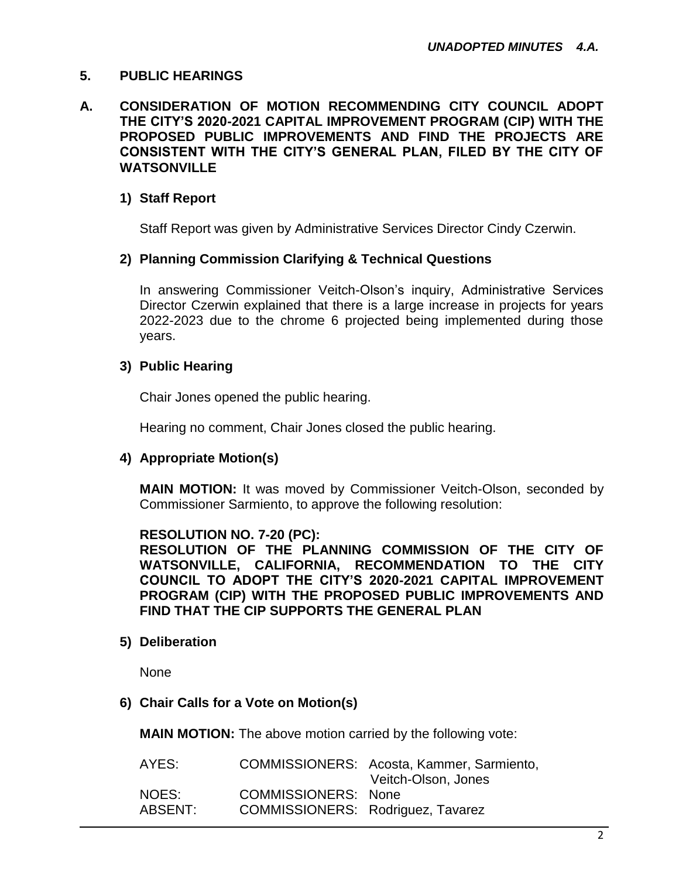*UNADOPTED MINUTES 4.A.*

## 5. PUBLIC HEARINGS

### A. CONSIDERATION OF MOTION RECOMMENDING CITY COUNCIL ADOPT THE CITY'S 2020-2021 CAPITAL IMPROVEMENT PROGRAM (CIP) WITH THE PROPOSED PUBLIC IMPROVEMENTS AND FIND THE PROJECTS ARE CONSISTENT WITH THE CITY'S GENERAL PLAN, FILED BY THE CITY OF WATSONVILLE

#### 1) Staff Report

Staff Report was given by Administrative Services Director Cindy Czerwin.

#### 2) Planning Commission Clarifying & Technical Questions

In answering Commissioner Veitch-Olson's inquiry, Administrative Services Director Czerwin explained that there is a large increase in projects for years 2022-2023 due to the chrome 6 projected being implemented during those years.

#### 3) Public Hearing

Chair Jones opened the public hearing.

Hearing no comment, Chair Jones closed the public hearing.

#### 4) Appropriate Motion(s)

**MAIN MOTION:** It was moved by Commissioner Veitch-Olson, seconded by Commissioner Sarmiento, to approve the following resolution:

**RESOLUTION NO. 7-20 (PC):**
**RESOLUTION OF THE PLANNING COMMISSION OF THE CITY OF WATSONVILLE, CALIFORNIA, RECOMMENDATION TO THE CITY COUNCIL TO ADOPT THE CITY'S 2020-2021 CAPITAL IMPROVEMENT PROGRAM (CIP) WITH THE PROPOSED PUBLIC IMPROVEMENTS AND FIND THAT THE CIP SUPPORTS THE GENERAL PLAN**

#### 5) Deliberation

None

#### 6) Chair Calls for a Vote on Motion(s)

**MAIN MOTION:** The above motion carried by the following vote:

| | | |
|---|---|---|
| AYES: | COMMISSIONERS: | Acosta, Kammer, Sarmiento, Veitch-Olson, Jones |
| NOES: | COMMISSIONERS: | None |
| ABSENT: | COMMISSIONERS: | Rodriguez, Tavarez |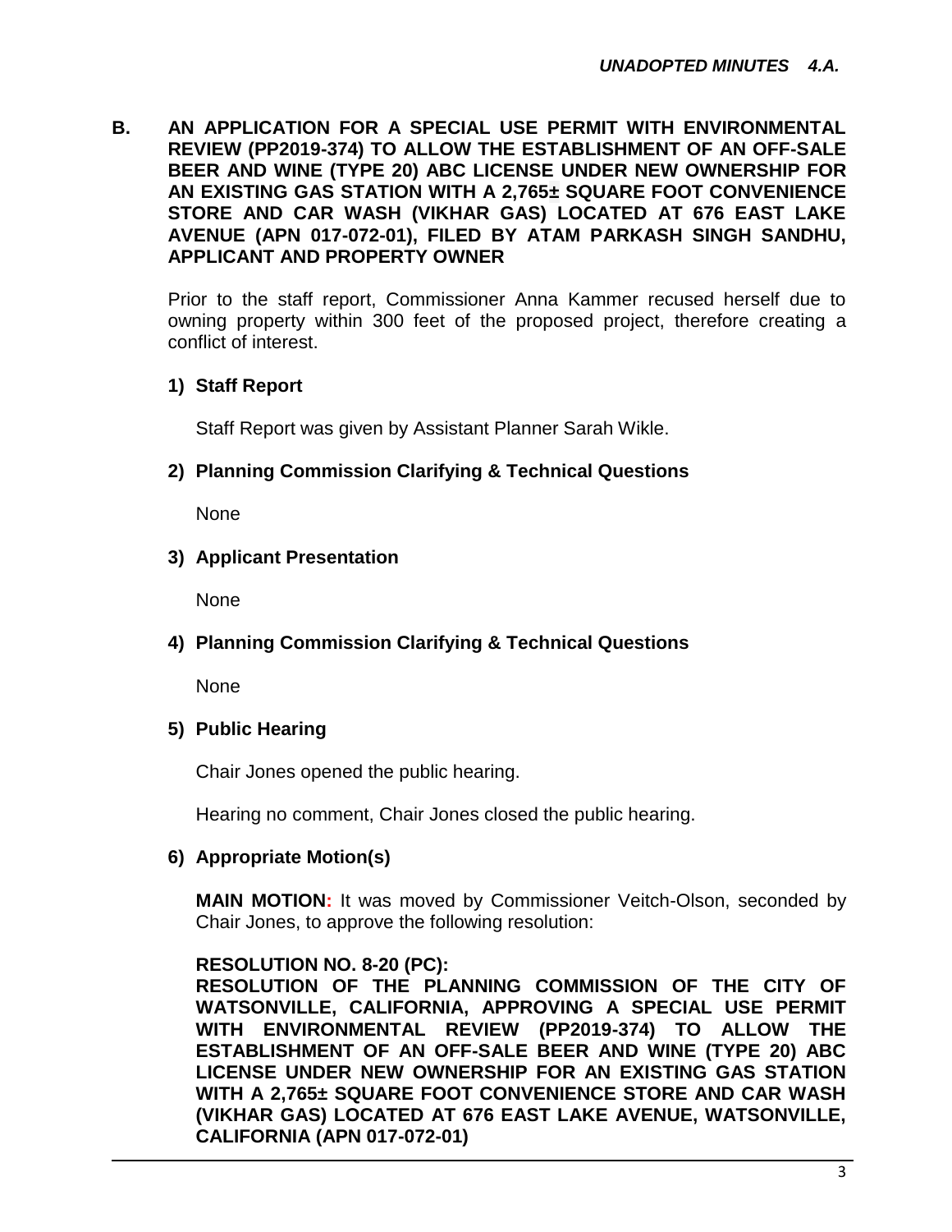**B. AN APPLICATION FOR A SPECIAL USE PERMIT WITH ENVIRONMENTAL REVIEW (PP2019-374) TO ALLOW THE ESTABLISHMENT OF AN OFF-SALE BEER AND WINE (TYPE 20) ABC LICENSE UNDER NEW OWNERSHIP FOR AN EXISTING GAS STATION WITH A 2,765± SQUARE FOOT CONVENIENCE STORE AND CAR WASH (VIKHAR GAS) LOCATED AT 676 EAST LAKE AVENUE (APN 017-072-01), FILED BY ATAM PARKASH SINGH SANDHU, APPLICANT AND PROPERTY OWNER**

Prior to the staff report, Commissioner Anna Kammer recused herself due to owning property within 300 feet of the proposed project, therefore creating a conflict of interest.

**1) Staff Report**

Staff Report was given by Assistant Planner Sarah Wikle.

**2) Planning Commission Clarifying & Technical Questions**

None

**3) Applicant Presentation**

None

**4) Planning Commission Clarifying & Technical Questions**

None

**5) Public Hearing**

Chair Jones opened the public hearing.

Hearing no comment, Chair Jones closed the public hearing.

**6) Appropriate Motion(s)**

**MAIN MOTION:** It was moved by Commissioner Veitch-Olson, seconded by Chair Jones, to approve the following resolution:

**RESOLUTION NO. 8-20 (PC):**
**RESOLUTION OF THE PLANNING COMMISSION OF THE CITY OF WATSONVILLE, CALIFORNIA, APPROVING A SPECIAL USE PERMIT WITH ENVIRONMENTAL REVIEW (PP2019-374) TO ALLOW THE ESTABLISHMENT OF AN OFF-SALE BEER AND WINE (TYPE 20) ABC LICENSE UNDER NEW OWNERSHIP FOR AN EXISTING GAS STATION WITH A 2,765± SQUARE FOOT CONVENIENCE STORE AND CAR WASH (VIKHAR GAS) LOCATED AT 676 EAST LAKE AVENUE, WATSONVILLE, CALIFORNIA (APN 017-072-01)**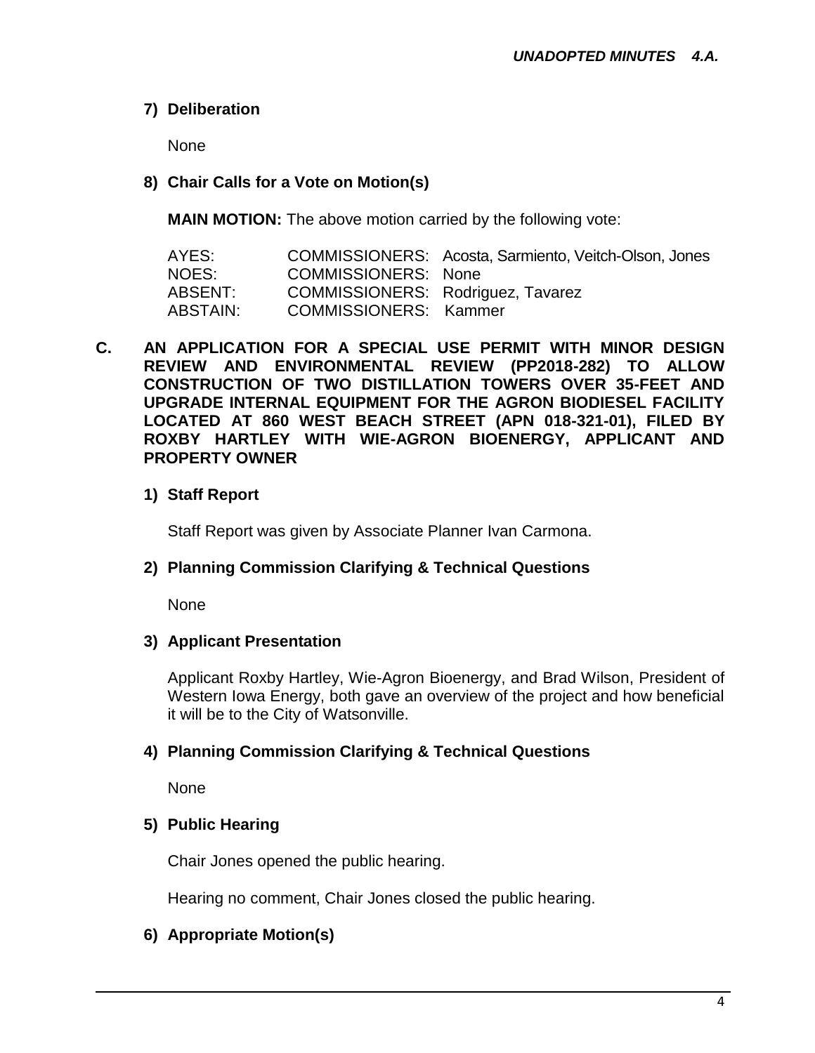**7) Deliberation**

None

**8) Chair Calls for a Vote on Motion(s)**

**MAIN MOTION:** The above motion carried by the following vote:

| | | |
|---|---|---|
| AYES: | COMMISSIONERS: | Acosta, Sarmiento, Veitch-Olson, Jones |
| NOES: | COMMISSIONERS: | None |
| ABSENT: | COMMISSIONERS: | Rodriguez, Tavarez |
| ABSTAIN: | COMMISSIONERS: | Kammer |

**C. AN APPLICATION FOR A SPECIAL USE PERMIT WITH MINOR DESIGN REVIEW AND ENVIRONMENTAL REVIEW (PP2018-282) TO ALLOW CONSTRUCTION OF TWO DISTILLATION TOWERS OVER 35-FEET AND UPGRADE INTERNAL EQUIPMENT FOR THE AGRON BIODIESEL FACILITY LOCATED AT 860 WEST BEACH STREET (APN 018-321-01), FILED BY ROXBY HARTLEY WITH WIE-AGRON BIOENERGY, APPLICANT AND PROPERTY OWNER**

**1) Staff Report**

Staff Report was given by Associate Planner Ivan Carmona.

**2) Planning Commission Clarifying & Technical Questions**

None

**3) Applicant Presentation**

Applicant Roxby Hartley, Wie-Agron Bioenergy, and Brad Wilson, President of Western Iowa Energy, both gave an overview of the project and how beneficial it will be to the City of Watsonville.

**4) Planning Commission Clarifying & Technical Questions**

None

**5) Public Hearing**

Chair Jones opened the public hearing.

Hearing no comment, Chair Jones closed the public hearing.

**6) Appropriate Motion(s)**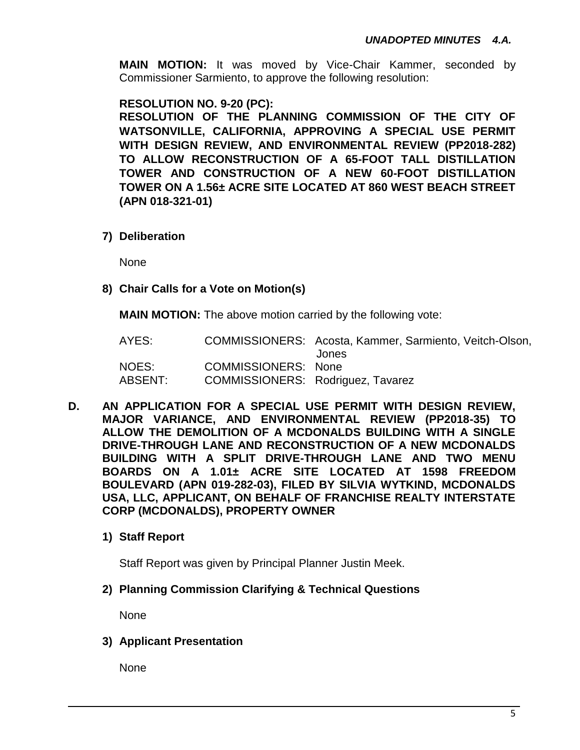**MAIN MOTION:** It was moved by Vice-Chair Kammer, seconded by Commissioner Sarmiento, to approve the following resolution:

**RESOLUTION NO. 9-20 (PC):**
**RESOLUTION OF THE PLANNING COMMISSION OF THE CITY OF WATSONVILLE, CALIFORNIA, APPROVING A SPECIAL USE PERMIT WITH DESIGN REVIEW, AND ENVIRONMENTAL REVIEW (PP2018-282) TO ALLOW RECONSTRUCTION OF A 65-FOOT TALL DISTILLATION TOWER AND CONSTRUCTION OF A NEW 60-FOOT DISTILLATION TOWER ON A 1.56± ACRE SITE LOCATED AT 860 WEST BEACH STREET (APN 018-321-01)**

**7) Deliberation**

None

**8) Chair Calls for a Vote on Motion(s)**

**MAIN MOTION:** The above motion carried by the following vote:

| | | |
|---|---|---|
| AYES: | COMMISSIONERS: | Acosta, Kammer, Sarmiento, Veitch-Olson, Jones |
| NOES: | COMMISSIONERS: | None |
| ABSENT: | COMMISSIONERS: | Rodriguez, Tavarez |

**D. AN APPLICATION FOR A SPECIAL USE PERMIT WITH DESIGN REVIEW, MAJOR VARIANCE, AND ENVIRONMENTAL REVIEW (PP2018-35) TO ALLOW THE DEMOLITION OF A MCDONALDS BUILDING WITH A SINGLE DRIVE-THROUGH LANE AND RECONSTRUCTION OF A NEW MCDONALDS BUILDING WITH A SPLIT DRIVE-THROUGH LANE AND TWO MENU BOARDS ON A 1.01± ACRE SITE LOCATED AT 1598 FREEDOM BOULEVARD (APN 019-282-03), FILED BY SILVIA WYTKIND, MCDONALDS USA, LLC, APPLICANT, ON BEHALF OF FRANCHISE REALTY INTERSTATE CORP (MCDONALDS), PROPERTY OWNER**

**1) Staff Report**

Staff Report was given by Principal Planner Justin Meek.

**2) Planning Commission Clarifying & Technical Questions**

None

**3) Applicant Presentation**

None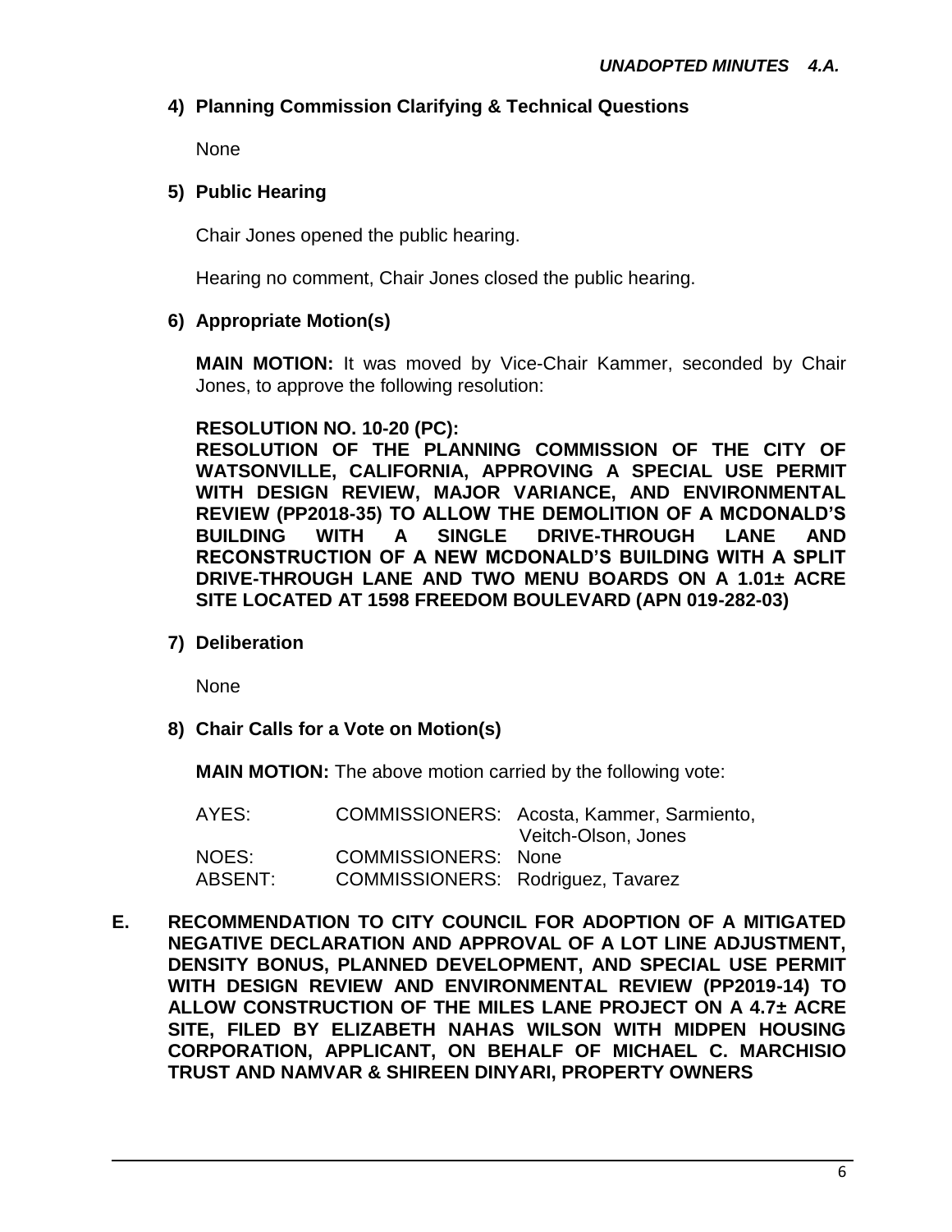4) **Planning Commission Clarifying & Technical Questions**

None

5) **Public Hearing**

Chair Jones opened the public hearing.

Hearing no comment, Chair Jones closed the public hearing.

6) **Appropriate Motion(s)**

**MAIN MOTION:** It was moved by Vice-Chair Kammer, seconded by Chair Jones, to approve the following resolution:

**RESOLUTION NO. 10-20 (PC):**
**RESOLUTION OF THE PLANNING COMMISSION OF THE CITY OF WATSONVILLE, CALIFORNIA, APPROVING A SPECIAL USE PERMIT WITH DESIGN REVIEW, MAJOR VARIANCE, AND ENVIRONMENTAL REVIEW (PP2018-35) TO ALLOW THE DEMOLITION OF A MCDONALD'S BUILDING WITH A SINGLE DRIVE-THROUGH LANE AND RECONSTRUCTION OF A NEW MCDONALD'S BUILDING WITH A SPLIT DRIVE-THROUGH LANE AND TWO MENU BOARDS ON A 1.01± ACRE SITE LOCATED AT 1598 FREEDOM BOULEVARD (APN 019-282-03)**

7) **Deliberation**

None

8) **Chair Calls for a Vote on Motion(s)**

**MAIN MOTION:** The above motion carried by the following vote:

| | | |
|---|---|---|
| AYES: | COMMISSIONERS: | Acosta, Kammer, Sarmiento, Veitch-Olson, Jones |
| NOES: | COMMISSIONERS: | None |
| ABSENT: | COMMISSIONERS: | Rodriguez, Tavarez |

**E. RECOMMENDATION TO CITY COUNCIL FOR ADOPTION OF A MITIGATED NEGATIVE DECLARATION AND APPROVAL OF A LOT LINE ADJUSTMENT, DENSITY BONUS, PLANNED DEVELOPMENT, AND SPECIAL USE PERMIT WITH DESIGN REVIEW AND ENVIRONMENTAL REVIEW (PP2019-14) TO ALLOW CONSTRUCTION OF THE MILES LANE PROJECT ON A 4.7± ACRE SITE, FILED BY ELIZABETH NAHAS WILSON WITH MIDPEN HOUSING CORPORATION, APPLICANT, ON BEHALF OF MICHAEL C. MARCHISIO TRUST AND NAMVAR & SHIREEN DINYARI, PROPERTY OWNERS**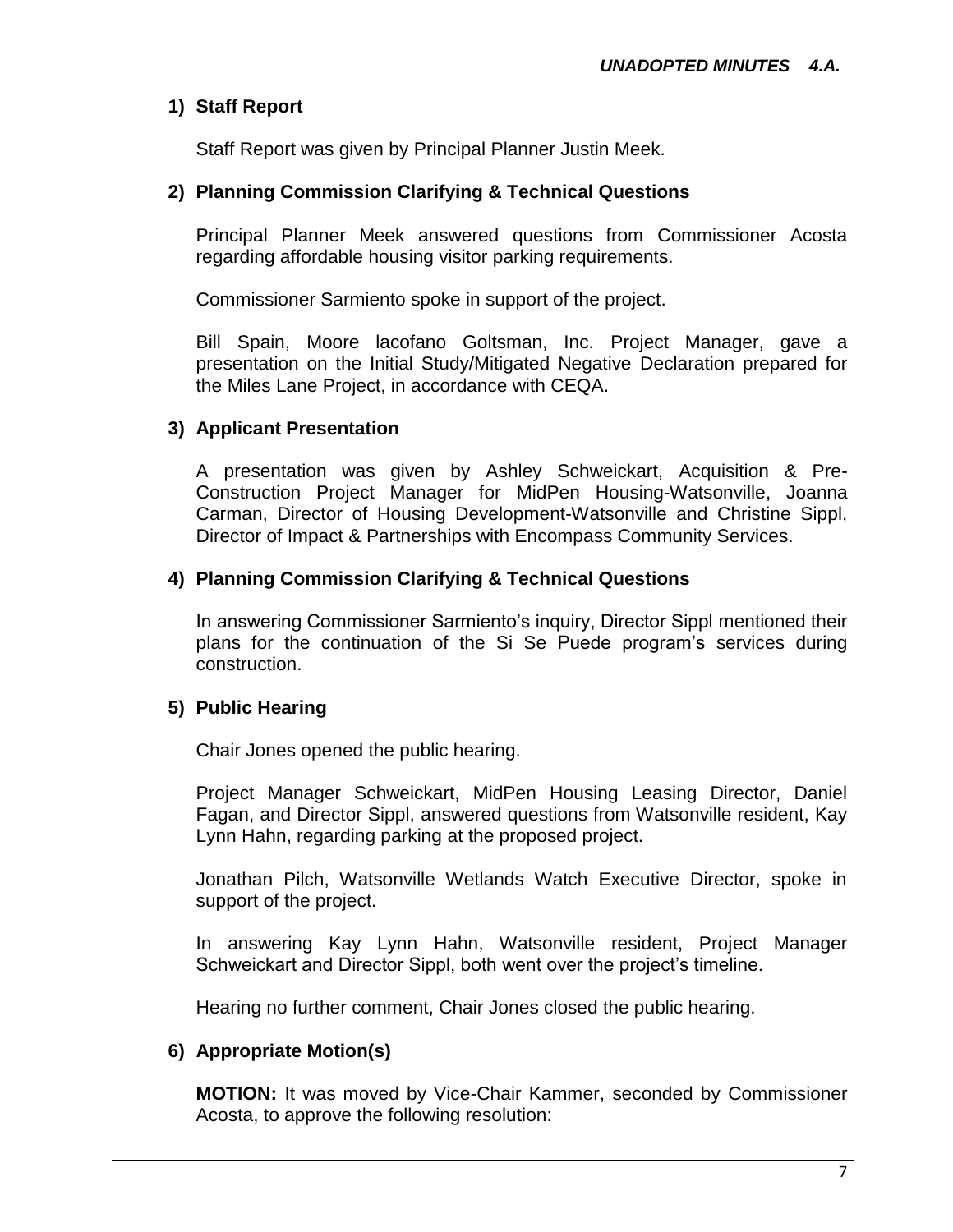**1) Staff Report**

Staff Report was given by Principal Planner Justin Meek.

**2) Planning Commission Clarifying & Technical Questions**

Principal Planner Meek answered questions from Commissioner Acosta regarding affordable housing visitor parking requirements.

Commissioner Sarmiento spoke in support of the project.

Bill Spain, Moore Iacofano Goltsman, Inc. Project Manager, gave a presentation on the Initial Study/Mitigated Negative Declaration prepared for the Miles Lane Project, in accordance with CEQA.

**3) Applicant Presentation**

A presentation was given by Ashley Schweickart, Acquisition & Pre-Construction Project Manager for MidPen Housing-Watsonville, Joanna Carman, Director of Housing Development-Watsonville and Christine Sippl, Director of Impact & Partnerships with Encompass Community Services.

**4) Planning Commission Clarifying & Technical Questions**

In answering Commissioner Sarmiento's inquiry, Director Sippl mentioned their plans for the continuation of the Si Se Puede program's services during construction.

**5) Public Hearing**

Chair Jones opened the public hearing.

Project Manager Schweickart, MidPen Housing Leasing Director, Daniel Fagan, and Director Sippl, answered questions from Watsonville resident, Kay Lynn Hahn, regarding parking at the proposed project.

Jonathan Pilch, Watsonville Wetlands Watch Executive Director, spoke in support of the project.

In answering Kay Lynn Hahn, Watsonville resident, Project Manager Schweickart and Director Sippl, both went over the project's timeline.

Hearing no further comment, Chair Jones closed the public hearing.

**6) Appropriate Motion(s)**

**MOTION:** It was moved by Vice-Chair Kammer, seconded by Commissioner Acosta, to approve the following resolution: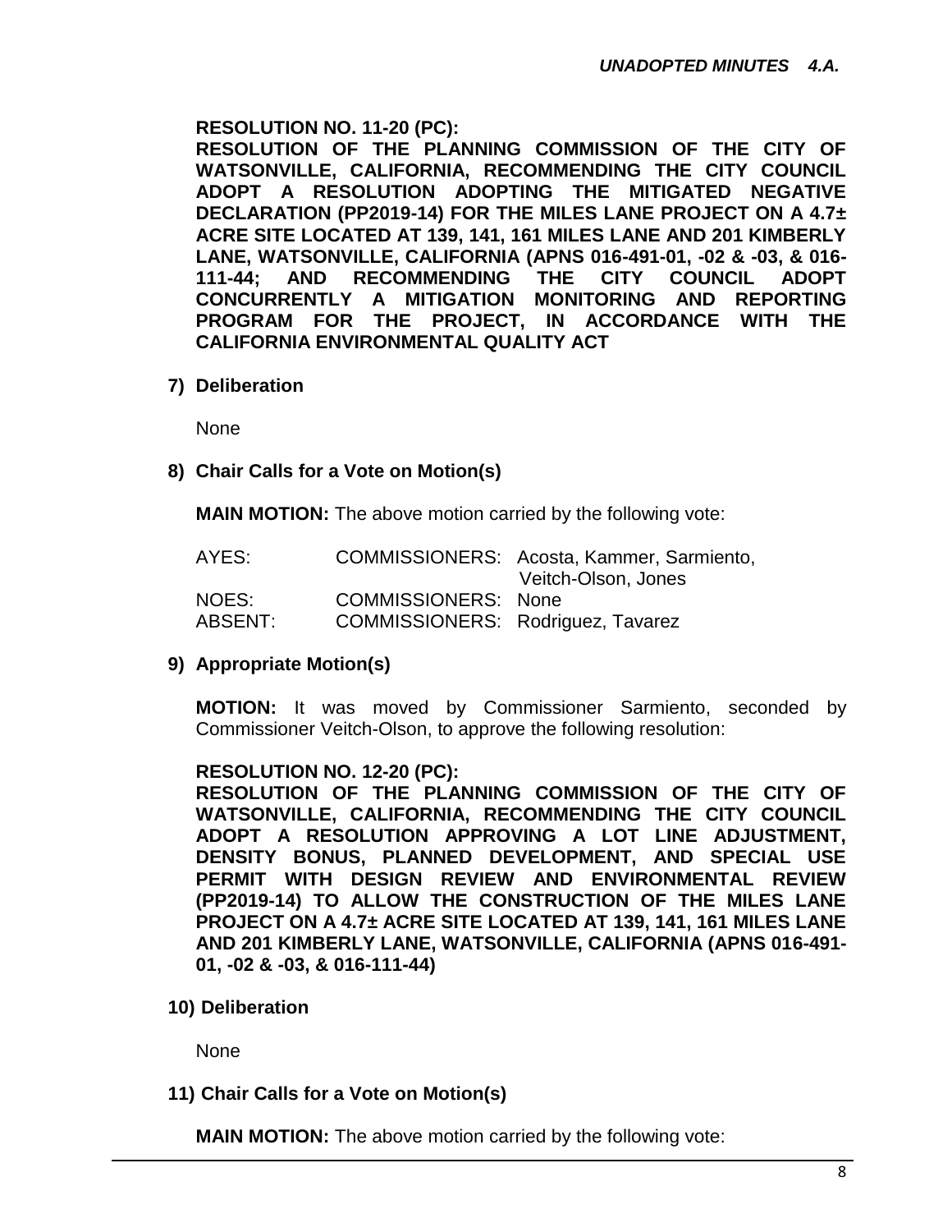**RESOLUTION NO. 11-20 (PC):**
**RESOLUTION OF THE PLANNING COMMISSION OF THE CITY OF WATSONVILLE, CALIFORNIA, RECOMMENDING THE CITY COUNCIL ADOPT A RESOLUTION ADOPTING THE MITIGATED NEGATIVE DECLARATION (PP2019-14) FOR THE MILES LANE PROJECT ON A 4.7± ACRE SITE LOCATED AT 139, 141, 161 MILES LANE AND 201 KIMBERLY LANE, WATSONVILLE, CALIFORNIA (APNS 016-491-01, -02 & -03, & 016-111-44; AND RECOMMENDING THE CITY COUNCIL ADOPT CONCURRENTLY A MITIGATION MONITORING AND REPORTING PROGRAM FOR THE PROJECT, IN ACCORDANCE WITH THE CALIFORNIA ENVIRONMENTAL QUALITY ACT**

**7) Deliberation**

None

**8) Chair Calls for a Vote on Motion(s)**

**MAIN MOTION:** The above motion carried by the following vote:

| | | |
|---|---|---|
| AYES: | COMMISSIONERS: | Acosta, Kammer, Sarmiento, Veitch-Olson, Jones |
| NOES: | COMMISSIONERS: | None |
| ABSENT: | COMMISSIONERS: | Rodriguez, Tavarez |

**9) Appropriate Motion(s)**

**MOTION:** It was moved by Commissioner Sarmiento, seconded by Commissioner Veitch-Olson, to approve the following resolution:

**RESOLUTION NO. 12-20 (PC):**
**RESOLUTION OF THE PLANNING COMMISSION OF THE CITY OF WATSONVILLE, CALIFORNIA, RECOMMENDING THE CITY COUNCIL ADOPT A RESOLUTION APPROVING A LOT LINE ADJUSTMENT, DENSITY BONUS, PLANNED DEVELOPMENT, AND SPECIAL USE PERMIT WITH DESIGN REVIEW AND ENVIRONMENTAL REVIEW (PP2019-14) TO ALLOW THE CONSTRUCTION OF THE MILES LANE PROJECT ON A 4.7± ACRE SITE LOCATED AT 139, 141, 161 MILES LANE AND 201 KIMBERLY LANE, WATSONVILLE, CALIFORNIA (APNS 016-491-01, -02 & -03, & 016-111-44)**

**10) Deliberation**

None

**11) Chair Calls for a Vote on Motion(s)**

**MAIN MOTION:** The above motion carried by the following vote: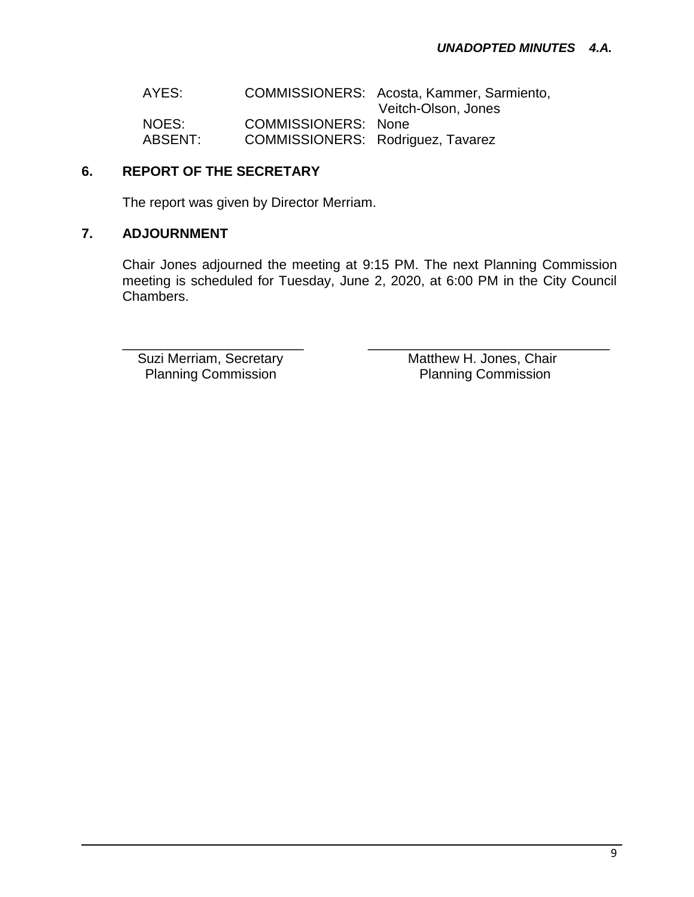*UNADOPTED MINUTES 4.A.*

| | | |
|---|---|---|
| AYES: | COMMISSIONERS: | Acosta, Kammer, Sarmiento, Veitch-Olson, Jones |
| NOES: | COMMISSIONERS: | None |
| ABSENT: | COMMISSIONERS: | Rodriguez, Tavarez |

## 6. REPORT OF THE SECRETARY

The report was given by Director Merriam.

## 7. ADJOURNMENT

Chair Jones adjourned the meeting at 9:15 PM. The next Planning Commission meeting is scheduled for Tuesday, June 2, 2020, at 6:00 PM in the City Council Chambers.

________________________
Suzi Merriam, Secretary
Planning Commission

________________________________
Matthew H. Jones, Chair
Planning Commission